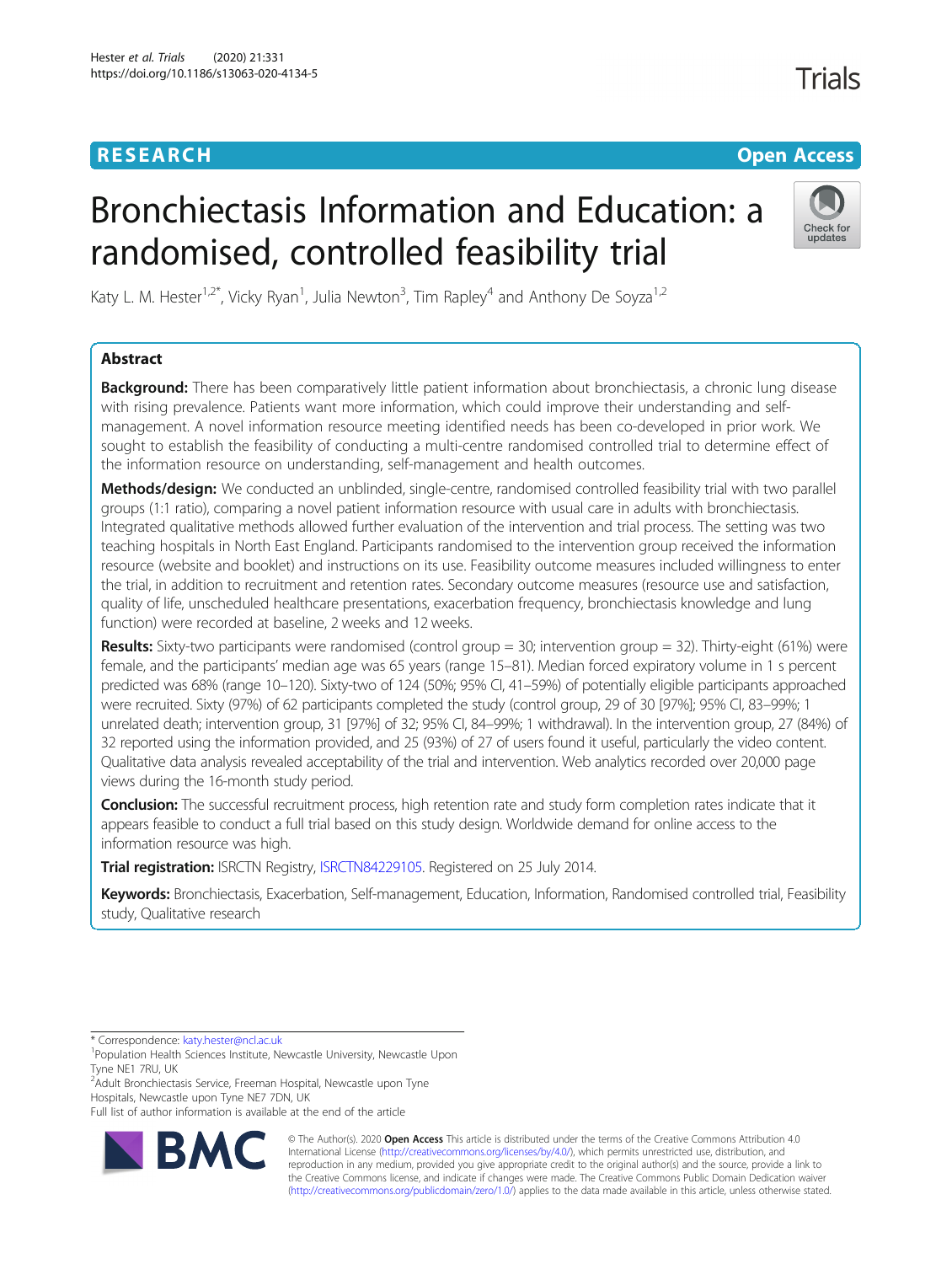RESEARCH

Open Access

# Bronchiectasis Information and Education: a randomised, controlled feasibility trial

Katy L. M. Hester[1,2*], Vicky Ryan[1], Julia Newton[3], Tim Rapley[4] and Anthony De Soyza[1,2]

## Abstract

**Background:** There has been comparatively little patient information about bronchiectasis, a chronic lung disease with rising prevalence. Patients want more information, which could improve their understanding and self-management. A novel information resource meeting identified needs has been co-developed in prior work. We sought to establish the feasibility of conducting a multi-centre randomised controlled trial to determine effect of the information resource on understanding, self-management and health outcomes.

**Methods/design:** We conducted an unblinded, single-centre, randomised controlled feasibility trial with two parallel groups (1:1 ratio), comparing a novel patient information resource with usual care in adults with bronchiectasis. Integrated qualitative methods allowed further evaluation of the intervention and trial process. The setting was two teaching hospitals in North East England. Participants randomised to the intervention group received the information resource (website and booklet) and instructions on its use. Feasibility outcome measures included willingness to enter the trial, in addition to recruitment and retention rates. Secondary outcome measures (resource use and satisfaction, quality of life, unscheduled healthcare presentations, exacerbation frequency, bronchiectasis knowledge and lung function) were recorded at baseline, 2 weeks and 12 weeks.

**Results:** Sixty-two participants were randomised (control group = 30; intervention group = 32). Thirty-eight (61%) were female, and the participants' median age was 65 years (range 15–81). Median forced expiratory volume in 1 s percent predicted was 68% (range 10–120). Sixty-two of 124 (50%; 95% CI, 41–59%) of potentially eligible participants approached were recruited. Sixty (97%) of 62 participants completed the study (control group, 29 of 30 [97%]; 95% CI, 83–99%; 1 unrelated death; intervention group, 31 [97%] of 32; 95% CI, 84–99%; 1 withdrawal). In the intervention group, 27 (84%) of 32 reported using the information provided, and 25 (93%) of 27 of users found it useful, particularly the video content. Qualitative data analysis revealed acceptability of the trial and intervention. Web analytics recorded over 20,000 page views during the 16-month study period.

**Conclusion:** The successful recruitment process, high retention rate and study form completion rates indicate that it appears feasible to conduct a full trial based on this study design. Worldwide demand for online access to the information resource was high.

**Trial registration:** ISRCTN Registry, ISRCTN84229105. Registered on 25 July 2014.

**Keywords:** Bronchiectasis, Exacerbation, Self-management, Education, Information, Randomised controlled trial, Feasibility study, Qualitative research

* Correspondence: katy.hester@ncl.ac.uk
[1]Population Health Sciences Institute, Newcastle University, Newcastle Upon Tyne NE1 7RU, UK
[2]Adult Bronchiectasis Service, Freeman Hospital, Newcastle upon Tyne Hospitals, Newcastle upon Tyne NE7 7DN, UK
Full list of author information is available at the end of the article

© The Author(s). 2020 **Open Access** This article is distributed under the terms of the Creative Commons Attribution 4.0 International License (http://creativecommons.org/licenses/by/4.0/), which permits unrestricted use, distribution, and reproduction in any medium, provided you give appropriate credit to the original author(s) and the source, provide a link to the Creative Commons license, and indicate if changes were made. The Creative Commons Public Domain Dedication waiver (http://creativecommons.org/publicdomain/zero/1.0/) applies to the data made available in this article, unless otherwise stated.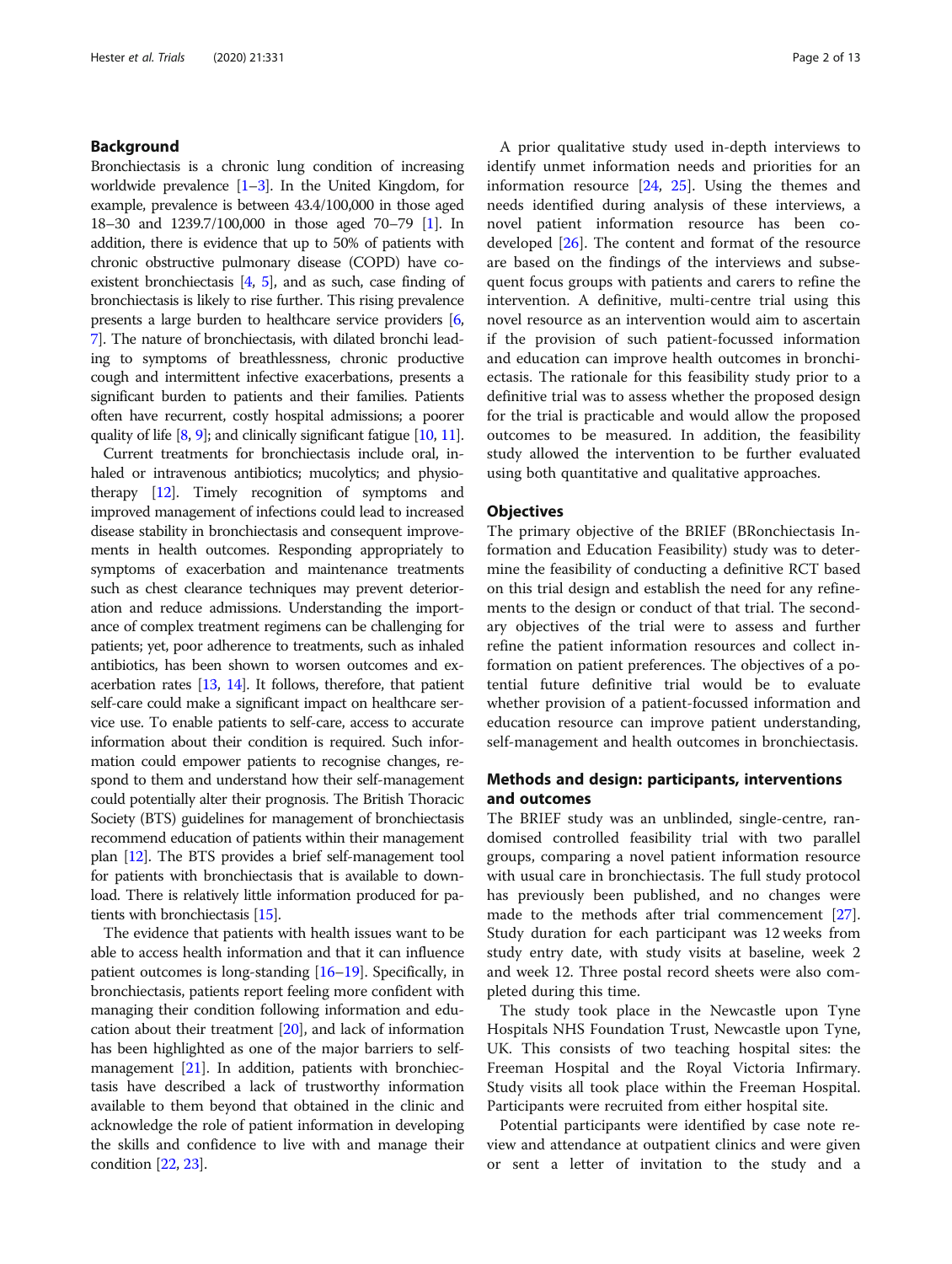## Background

Bronchiectasis is a chronic lung condition of increasing worldwide prevalence [1–3]. In the United Kingdom, for example, prevalence is between 43.4/100,000 in those aged 18–30 and 1239.7/100,000 in those aged 70–79 [1]. In addition, there is evidence that up to 50% of patients with chronic obstructive pulmonary disease (COPD) have co-existent bronchiectasis [4, 5], and as such, case finding of bronchiectasis is likely to rise further. This rising prevalence presents a large burden to healthcare service providers [6, 7]. The nature of bronchiectasis, with dilated bronchi leading to symptoms of breathlessness, chronic productive cough and intermittent infective exacerbations, presents a significant burden to patients and their families. Patients often have recurrent, costly hospital admissions; a poorer quality of life [8, 9]; and clinically significant fatigue [10, 11].

Current treatments for bronchiectasis include oral, inhaled or intravenous antibiotics; mucolytics; and physiotherapy [12]. Timely recognition of symptoms and improved management of infections could lead to increased disease stability in bronchiectasis and consequent improvements in health outcomes. Responding appropriately to symptoms of exacerbation and maintenance treatments such as chest clearance techniques may prevent deterioration and reduce admissions. Understanding the importance of complex treatment regimens can be challenging for patients; yet, poor adherence to treatments, such as inhaled antibiotics, has been shown to worsen outcomes and exacerbation rates [13, 14]. It follows, therefore, that patient self-care could make a significant impact on healthcare service use. To enable patients to self-care, access to accurate information about their condition is required. Such information could empower patients to recognise changes, respond to them and understand how their self-management could potentially alter their prognosis. The British Thoracic Society (BTS) guidelines for management of bronchiectasis recommend education of patients within their management plan [12]. The BTS provides a brief self-management tool for patients with bronchiectasis that is available to download. There is relatively little information produced for patients with bronchiectasis [15].

The evidence that patients with health issues want to be able to access health information and that it can influence patient outcomes is long-standing [16–19]. Specifically, in bronchiectasis, patients report feeling more confident with managing their condition following information and education about their treatment [20], and lack of information has been highlighted as one of the major barriers to self-management [21]. In addition, patients with bronchiectasis have described a lack of trustworthy information available to them beyond that obtained in the clinic and acknowledge the role of patient information in developing the skills and confidence to live with and manage their condition [22, 23].

A prior qualitative study used in-depth interviews to identify unmet information needs and priorities for an information resource [24, 25]. Using the themes and needs identified during analysis of these interviews, a novel patient information resource has been co-developed [26]. The content and format of the resource are based on the findings of the interviews and subsequent focus groups with patients and carers to refine the intervention. A definitive, multi-centre trial using this novel resource as an intervention would aim to ascertain if the provision of such patient-focussed information and education can improve health outcomes in bronchiectasis. The rationale for this feasibility study prior to a definitive trial was to assess whether the proposed design for the trial is practicable and would allow the proposed outcomes to be measured. In addition, the feasibility study allowed the intervention to be further evaluated using both quantitative and qualitative approaches.

## Objectives

The primary objective of the BRIEF (BRonchiectasis Information and Education Feasibility) study was to determine the feasibility of conducting a definitive RCT based on this trial design and establish the need for any refinements to the design or conduct of that trial. The secondary objectives of the trial were to assess and further refine the patient information resources and collect information on patient preferences. The objectives of a potential future definitive trial would be to evaluate whether provision of a patient-focussed information and education resource can improve patient understanding, self-management and health outcomes in bronchiectasis.

## Methods and design: participants, interventions and outcomes

The BRIEF study was an unblinded, single-centre, randomised controlled feasibility trial with two parallel groups, comparing a novel patient information resource with usual care in bronchiectasis. The full study protocol has previously been published, and no changes were made to the methods after trial commencement [27]. Study duration for each participant was 12 weeks from study entry date, with study visits at baseline, week 2 and week 12. Three postal record sheets were also completed during this time.

The study took place in the Newcastle upon Tyne Hospitals NHS Foundation Trust, Newcastle upon Tyne, UK. This consists of two teaching hospital sites: the Freeman Hospital and the Royal Victoria Infirmary. Study visits all took place within the Freeman Hospital. Participants were recruited from either hospital site.

Potential participants were identified by case note review and attendance at outpatient clinics and were given or sent a letter of invitation to the study and a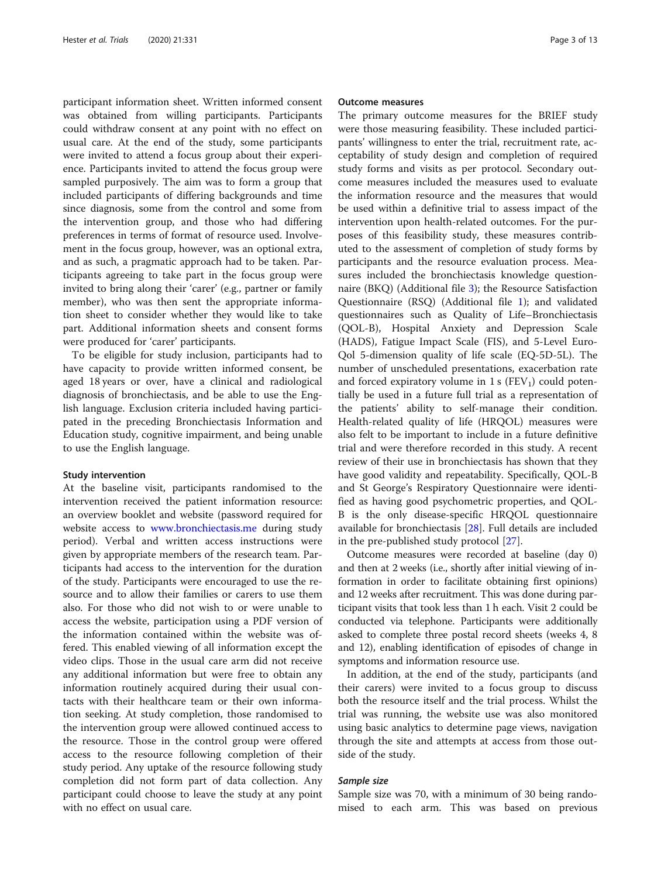participant information sheet. Written informed consent was obtained from willing participants. Participants could withdraw consent at any point with no effect on usual care. At the end of the study, some participants were invited to attend a focus group about their experience. Participants invited to attend the focus group were sampled purposively. The aim was to form a group that included participants of differing backgrounds and time since diagnosis, some from the control and some from the intervention group, and those who had differing preferences in terms of format of resource used. Involvement in the focus group, however, was an optional extra, and as such, a pragmatic approach had to be taken. Participants agreeing to take part in the focus group were invited to bring along their 'carer' (e.g., partner or family member), who was then sent the appropriate information sheet to consider whether they would like to take part. Additional information sheets and consent forms were produced for 'carer' participants.

To be eligible for study inclusion, participants had to have capacity to provide written informed consent, be aged 18 years or over, have a clinical and radiological diagnosis of bronchiectasis, and be able to use the English language. Exclusion criteria included having participated in the preceding Bronchiectasis Information and Education study, cognitive impairment, and being unable to use the English language.

#### Study intervention

At the baseline visit, participants randomised to the intervention received the patient information resource: an overview booklet and website (password required for website access to www.bronchiectasis.me during study period). Verbal and written access instructions were given by appropriate members of the research team. Participants had access to the intervention for the duration of the study. Participants were encouraged to use the resource and to allow their families or carers to use them also. For those who did not wish to or were unable to access the website, participation using a PDF version of the information contained within the website was offered. This enabled viewing of all information except the video clips. Those in the usual care arm did not receive any additional information but were free to obtain any information routinely acquired during their usual contacts with their healthcare team or their own information seeking. At study completion, those randomised to the intervention group were allowed continued access to the resource. Those in the control group were offered access to the resource following completion of their study period. Any uptake of the resource following study completion did not form part of data collection. Any participant could choose to leave the study at any point with no effect on usual care.

#### Outcome measures

The primary outcome measures for the BRIEF study were those measuring feasibility. These included participants' willingness to enter the trial, recruitment rate, acceptability of study design and completion of required study forms and visits as per protocol. Secondary outcome measures included the measures used to evaluate the information resource and the measures that would be used within a definitive trial to assess impact of the intervention upon health-related outcomes. For the purposes of this feasibility study, these measures contributed to the assessment of completion of study forms by participants and the resource evaluation process. Measures included the bronchiectasis knowledge questionnaire (BKQ) (Additional file 3); the Resource Satisfaction Questionnaire (RSQ) (Additional file 1); and validated questionnaires such as Quality of Life–Bronchiectasis (QOL-B), Hospital Anxiety and Depression Scale (HADS), Fatigue Impact Scale (FIS), and 5-Level EuroQol 5-dimension quality of life scale (EQ-5D-5L). The number of unscheduled presentations, exacerbation rate and forced expiratory volume in 1 s ($FEV_1$) could potentially be used in a future full trial as a representation of the patients' ability to self-manage their condition. Health-related quality of life (HRQOL) measures were also felt to be important to include in a future definitive trial and were therefore recorded in this study. A recent review of their use in bronchiectasis has shown that they have good validity and repeatability. Specifically, QOL-B and St George's Respiratory Questionnaire were identified as having good psychometric properties, and QOL-B is the only disease-specific HRQOL questionnaire available for bronchiectasis [28]. Full details are included in the pre-published study protocol [27].

Outcome measures were recorded at baseline (day 0) and then at 2 weeks (i.e., shortly after initial viewing of information in order to facilitate obtaining first opinions) and 12 weeks after recruitment. This was done during participant visits that took less than 1 h each. Visit 2 could be conducted via telephone. Participants were additionally asked to complete three postal record sheets (weeks 4, 8 and 12), enabling identification of episodes of change in symptoms and information resource use.

In addition, at the end of the study, participants (and their carers) were invited to a focus group to discuss both the resource itself and the trial process. Whilst the trial was running, the website use was also monitored using basic analytics to determine page views, navigation through the site and attempts at access from those outside of the study.

##### *Sample size*

Sample size was 70, with a minimum of 30 being randomised to each arm. This was based on previous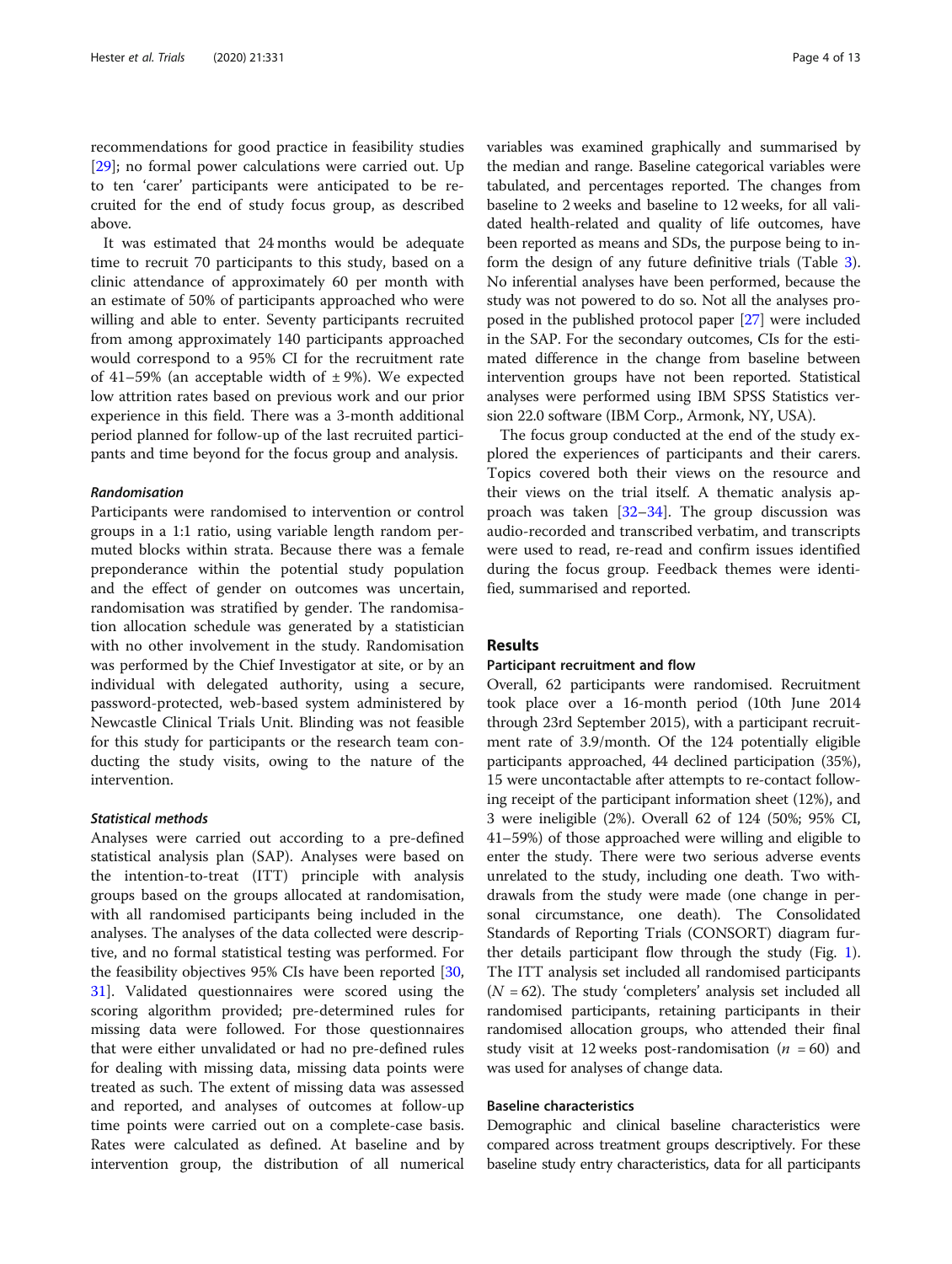recommendations for good practice in feasibility studies [29]; no formal power calculations were carried out. Up to ten 'carer' participants were anticipated to be recruited for the end of study focus group, as described above.

It was estimated that 24 months would be adequate time to recruit 70 participants to this study, based on a clinic attendance of approximately 60 per month with an estimate of 50% of participants approached who were willing and able to enter. Seventy participants recruited from among approximately 140 participants approached would correspond to a 95% CI for the recruitment rate of 41–59% (an acceptable width of ± 9%). We expected low attrition rates based on previous work and our prior experience in this field. There was a 3-month additional period planned for follow-up of the last recruited participants and time beyond for the focus group and analysis.

#### *Randomisation*

Participants were randomised to intervention or control groups in a 1:1 ratio, using variable length random permuted blocks within strata. Because there was a female preponderance within the potential study population and the effect of gender on outcomes was uncertain, randomisation was stratified by gender. The randomisation allocation schedule was generated by a statistician with no other involvement in the study. Randomisation was performed by the Chief Investigator at site, or by an individual with delegated authority, using a secure, password-protected, web-based system administered by Newcastle Clinical Trials Unit. Blinding was not feasible for this study for participants or the research team conducting the study visits, owing to the nature of the intervention.

#### *Statistical methods*

Analyses were carried out according to a pre-defined statistical analysis plan (SAP). Analyses were based on the intention-to-treat (ITT) principle with analysis groups based on the groups allocated at randomisation, with all randomised participants being included in the analyses. The analyses of the data collected were descriptive, and no formal statistical testing was performed. For the feasibility objectives 95% CIs have been reported [30, 31]. Validated questionnaires were scored using the scoring algorithm provided; pre-determined rules for missing data were followed. For those questionnaires that were either unvalidated or had no pre-defined rules for dealing with missing data, missing data points were treated as such. The extent of missing data was assessed and reported, and analyses of outcomes at follow-up time points were carried out on a complete-case basis. Rates were calculated as defined. At baseline and by intervention group, the distribution of all numerical variables was examined graphically and summarised by the median and range. Baseline categorical variables were tabulated, and percentages reported. The changes from baseline to 2 weeks and baseline to 12 weeks, for all validated health-related and quality of life outcomes, have been reported as means and SDs, the purpose being to inform the design of any future definitive trials (Table 3). No inferential analyses have been performed, because the study was not powered to do so. Not all the analyses proposed in the published protocol paper [27] were included in the SAP. For the secondary outcomes, CIs for the estimated difference in the change from baseline between intervention groups have not been reported. Statistical analyses were performed using IBM SPSS Statistics version 22.0 software (IBM Corp., Armonk, NY, USA).

The focus group conducted at the end of the study explored the experiences of participants and their carers. Topics covered both their views on the resource and their views on the trial itself. A thematic analysis approach was taken [32–34]. The group discussion was audio-recorded and transcribed verbatim, and transcripts were used to read, re-read and confirm issues identified during the focus group. Feedback themes were identified, summarised and reported.

## Results

### Participant recruitment and flow

Overall, 62 participants were randomised. Recruitment took place over a 16-month period (10th June 2014 through 23rd September 2015), with a participant recruitment rate of 3.9/month. Of the 124 potentially eligible participants approached, 44 declined participation (35%), 15 were uncontactable after attempts to re-contact following receipt of the participant information sheet (12%), and 3 were ineligible (2%). Overall 62 of 124 (50%; 95% CI, 41–59%) of those approached were willing and eligible to enter the study. There were two serious adverse events unrelated to the study, including one death. Two withdrawals from the study were made (one change in personal circumstance, one death). The Consolidated Standards of Reporting Trials (CONSORT) diagram further details participant flow through the study (Fig. 1). The ITT analysis set included all randomised participants ($N = 62$). The study 'completers' analysis set included all randomised participants, retaining participants in their randomised allocation groups, who attended their final study visit at 12 weeks post-randomisation ($n = 60$) and was used for analyses of change data.

### Baseline characteristics

Demographic and clinical baseline characteristics were compared across treatment groups descriptively. For these baseline study entry characteristics, data for all participants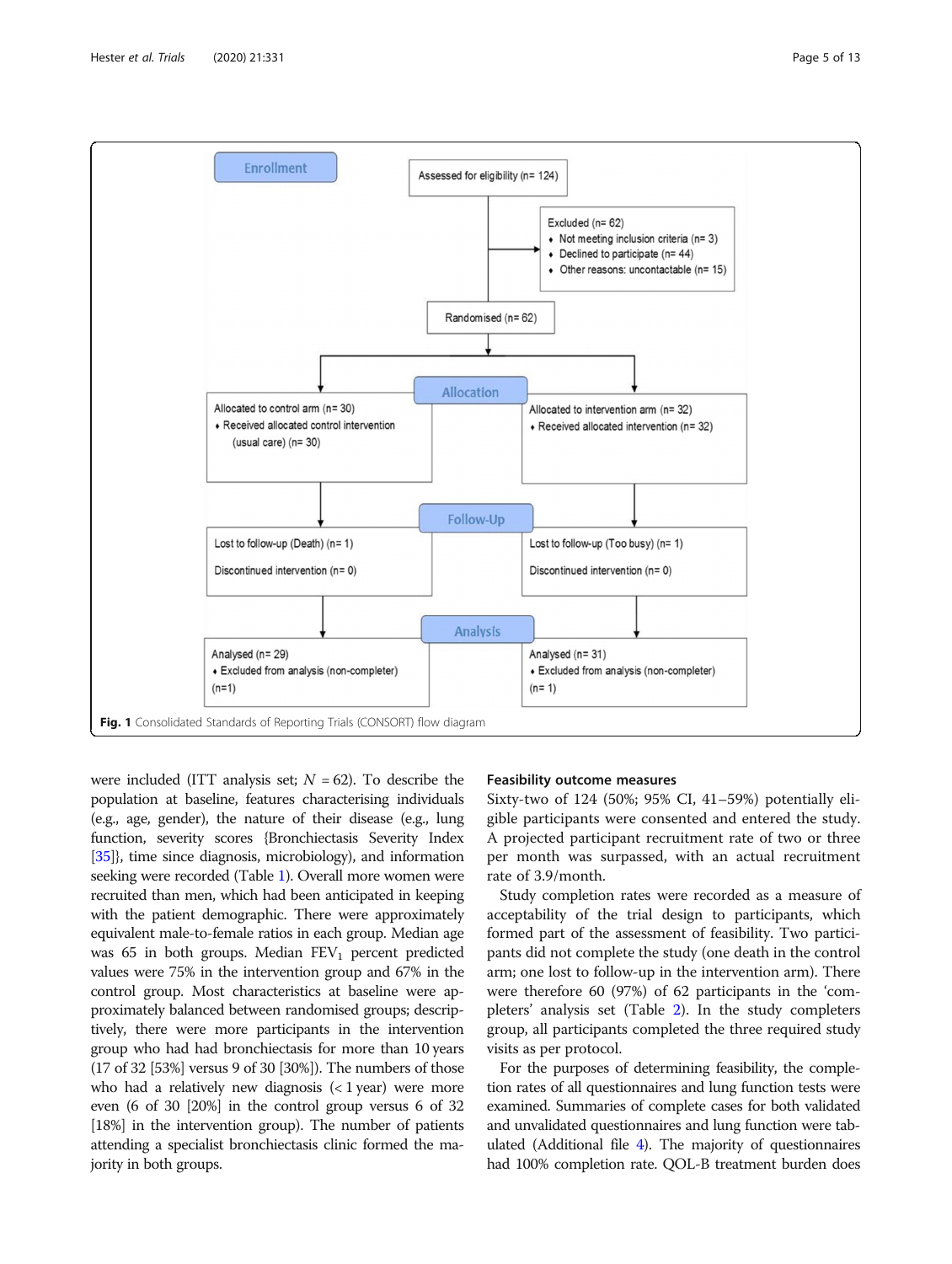**Enrollment**

Assessed for eligibility (n= 124)

Excluded (n= 62)
- Not meeting inclusion criteria (n= 3)
- Declined to participate (n= 44)
- Other reasons: uncontactable (n= 15)

Randomised (n= 62)

**Allocation**

Allocated to control arm (n= 30)
- Received allocated control intervention (usual care) (n= 30)

Allocated to intervention arm (n= 32)
- Received allocated intervention (n= 32)

**Follow-Up**

Lost to follow-up (Death) (n= 1)

Discontinued intervention (n= 0)

Lost to follow-up (Too busy) (n= 1)

Discontinued intervention (n= 0)

**Analysis**

Analysed (n= 29)
- Excluded from analysis (non-completer) (n=1)

Analysed (n= 31)
- Excluded from analysis (non-completer) (n= 1)

**Fig. 1** Consolidated Standards of Reporting Trials (CONSORT) flow diagram

were included (ITT analysis set; $N$ = 62). To describe the population at baseline, features characterising individuals (e.g., age, gender), the nature of their disease (e.g., lung function, severity scores {Bronchiectasis Severity Index [35]}, time since diagnosis, microbiology), and information seeking were recorded (Table 1). Overall more women were recruited than men, which had been anticipated in keeping with the patient demographic. There were approximately equivalent male-to-female ratios in each group. Median age was 65 in both groups. Median $FEV_1$ percent predicted values were 75% in the intervention group and 67% in the control group. Most characteristics at baseline were approximately balanced between randomised groups; descriptively, there were more participants in the intervention group who had had bronchiectasis for more than 10 years (17 of 32 [53%] versus 9 of 30 [30%]). The numbers of those who had a relatively new diagnosis (< 1 year) were more even (6 of 30 [20%] in the control group versus 6 of 32 [18%] in the intervention group). The number of patients attending a specialist bronchiectasis clinic formed the majority in both groups.

### Feasibility outcome measures

Sixty-two of 124 (50%; 95% CI, 41–59%) potentially eligible participants were consented and entered the study. A projected participant recruitment rate of two or three per month was surpassed, with an actual recruitment rate of 3.9/month.

Study completion rates were recorded as a measure of acceptability of the trial design to participants, which formed part of the assessment of feasibility. Two participants did not complete the study (one death in the control arm; one lost to follow-up in the intervention arm). There were therefore 60 (97%) of 62 participants in the 'completers' analysis set (Table 2). In the study completers group, all participants completed the three required study visits as per protocol.

For the purposes of determining feasibility, the completion rates of all questionnaires and lung function tests were examined. Summaries of complete cases for both validated and unvalidated questionnaires and lung function were tabulated (Additional file 4). The majority of questionnaires had 100% completion rate. QOL-B treatment burden does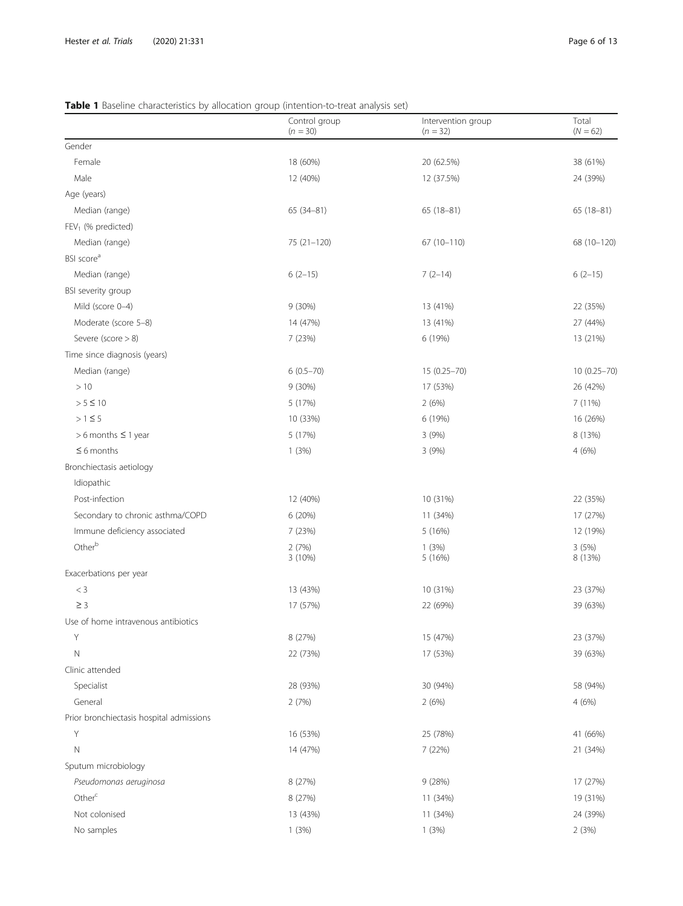**Table 1** Baseline characteristics by allocation group (intention-to-treat analysis set)

| | Control group ($n = 30$) | Intervention group ($n = 32$) | Total ($N = 62$) |
|---|---|---|---|
| Gender | | | |
| Female | 18 (60%) | 20 (62.5%) | 38 (61%) |
| Male | 12 (40%) | 12 (37.5%) | 24 (39%) |
| Age (years) | | | |
| Median (range) | 65 (34–81) | 65 (18–81) | 65 (18–81) |
| $FEV_1$ (% predicted) | | | |
| Median (range) | 75 (21–120) | 67 (10–110) | 68 (10–120) |
| BSI score[a] | | | |
| Median (range) | 6 (2–15) | 7 (2–14) | 6 (2–15) |
| BSI severity group | | | |
| Mild (score 0–4) | 9 (30%) | 13 (41%) | 22 (35%) |
| Moderate (score 5–8) | 14 (47%) | 13 (41%) | 27 (44%) |
| Severe (score > 8) | 7 (23%) | 6 (19%) | 13 (21%) |
| Time since diagnosis (years) | | | |
| Median (range) | 6 (0.5–70) | 15 (0.25–70) | 10 (0.25–70) |
| > 10 | 9 (30%) | 17 (53%) | 26 (42%) |
| > 5 ≤ 10 | 5 (17%) | 2 (6%) | 7 (11%) |
| > 1 ≤ 5 | 10 (33%) | 6 (19%) | 16 (26%) |
| > 6 months ≤ 1 year | 5 (17%) | 3 (9%) | 8 (13%) |
| ≤ 6 months | 1 (3%) | 3 (9%) | 4 (6%) |
| Bronchiectasis aetiology | | | |
| Idiopathic | | | |
| Post-infection | 12 (40%) | 10 (31%) | 22 (35%) |
| Secondary to chronic asthma/COPD | 6 (20%) | 11 (34%) | 17 (27%) |
| Immune deficiency associated | 7 (23%) | 5 (16%) | 12 (19%) |
| Other[b] | 2 (7%) 3 (10%) | 1 (3%) 5 (16%) | 3 (5%) 8 (13%) |
| Exacerbations per year | | | |
| < 3 | 13 (43%) | 10 (31%) | 23 (37%) |
| ≥ 3 | 17 (57%) | 22 (69%) | 39 (63%) |
| Use of home intravenous antibiotics | | | |
| Y | 8 (27%) | 15 (47%) | 23 (37%) |
| N | 22 (73%) | 17 (53%) | 39 (63%) |
| Clinic attended | | | |
| Specialist | 28 (93%) | 30 (94%) | 58 (94%) |
| General | 2 (7%) | 2 (6%) | 4 (6%) |
| Prior bronchiectasis hospital admissions | | | |
| Y | 16 (53%) | 25 (78%) | 41 (66%) |
| N | 14 (47%) | 7 (22%) | 21 (34%) |
| Sputum microbiology | | | |
| *Pseudomonas aeruginosa* | 8 (27%) | 9 (28%) | 17 (27%) |
| Other[c] | 8 (27%) | 11 (34%) | 19 (31%) |
| Not colonised | 13 (43%) | 11 (34%) | 24 (39%) |
| No samples | 1 (3%) | 1 (3%) | 2 (3%) |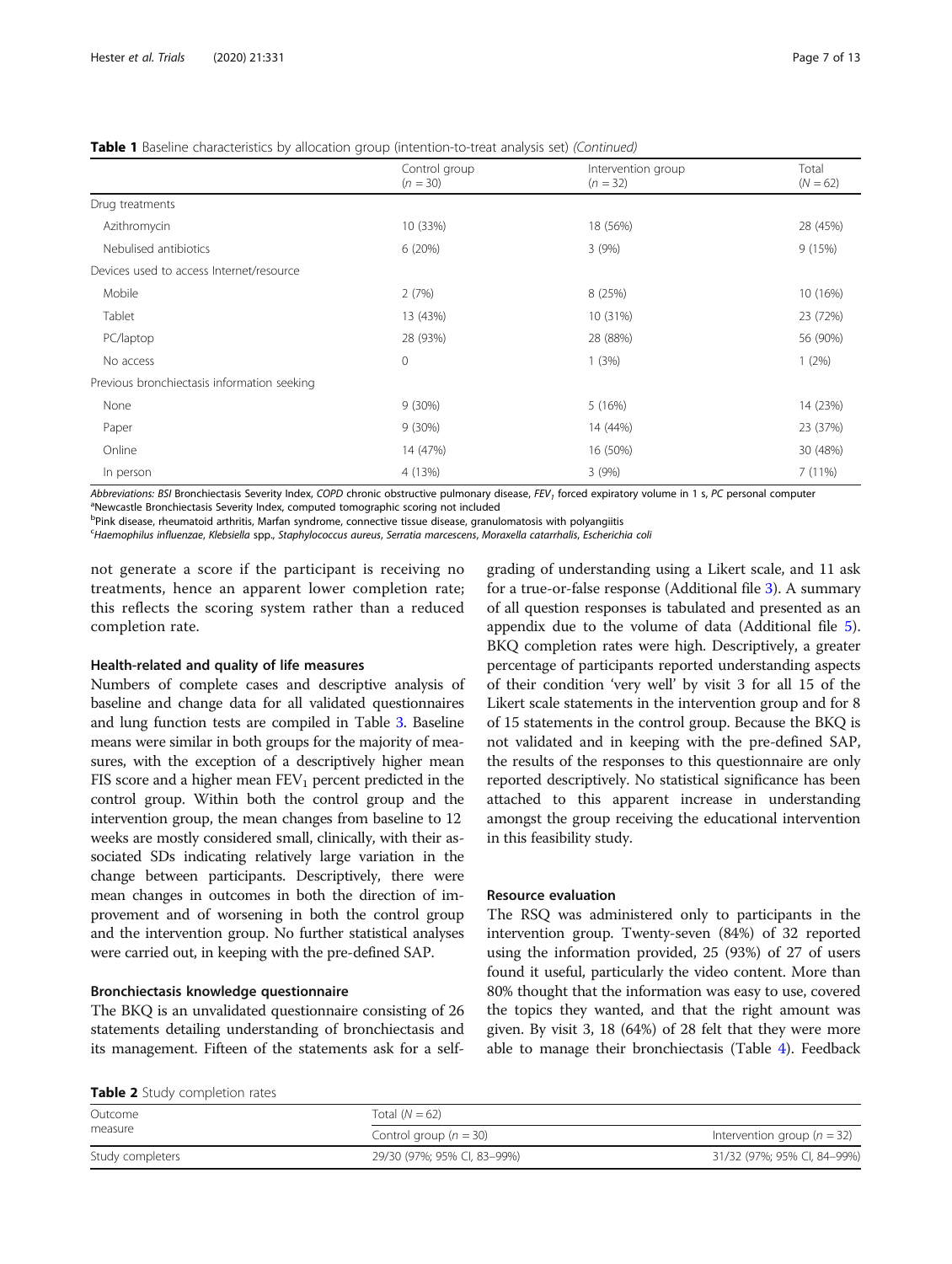**Table 1** Baseline characteristics by allocation group (intention-to-treat analysis set) *(Continued)*

| | Control group ($n$ = 30) | Intervention group ($n$ = 32) | Total ($N$ = 62) |
|---|---|---|---|
| Drug treatments | | | |
| Azithromycin | 10 (33%) | 18 (56%) | 28 (45%) |
| Nebulised antibiotics | 6 (20%) | 3 (9%) | 9 (15%) |
| Devices used to access Internet/resource | | | |
| Mobile | 2 (7%) | 8 (25%) | 10 (16%) |
| Tablet | 13 (43%) | 10 (31%) | 23 (72%) |
| PC/laptop | 28 (93%) | 28 (88%) | 56 (90%) |
| No access | 0 | 1 (3%) | 1 (2%) |
| Previous bronchiectasis information seeking | | | |
| None | 9 (30%) | 5 (16%) | 14 (23%) |
| Paper | 9 (30%) | 14 (44%) | 23 (37%) |
| Online | 14 (47%) | 16 (50%) | 30 (48%) |
| In person | 4 (13%) | 3 (9%) | 7 (11%) |

*Abbreviations: BSI* Bronchiectasis Severity Index, *COPD* chronic obstructive pulmonary disease, *$FEV_1$* forced expiratory volume in 1 s, *PC* personal computer
[a]Newcastle Bronchiectasis Severity Index, computed tomographic scoring not included
[b]Pink disease, rheumatoid arthritis, Marfan syndrome, connective tissue disease, granulomatosis with polyangiitis
[c]*Haemophilus influenzae*, *Klebsiella* spp., *Staphylococcus aureus*, *Serratia marcescens*, *Moraxella catarrhalis*, *Escherichia coli*

not generate a score if the participant is receiving no treatments, hence an apparent lower completion rate; this reflects the scoring system rather than a reduced completion rate.

#### Health-related and quality of life measures

Numbers of complete cases and descriptive analysis of baseline and change data for all validated questionnaires and lung function tests are compiled in Table 3. Baseline means were similar in both groups for the majority of measures, with the exception of a descriptively higher mean FIS score and a higher mean $FEV_1$ percent predicted in the control group. Within both the control group and the intervention group, the mean changes from baseline to 12 weeks are mostly considered small, clinically, with their associated SDs indicating relatively large variation in the change between participants. Descriptively, there were mean changes in outcomes in both the direction of improvement and of worsening in both the control group and the intervention group. No further statistical analyses were carried out, in keeping with the pre-defined SAP.

#### Bronchiectasis knowledge questionnaire

The BKQ is an unvalidated questionnaire consisting of 26 statements detailing understanding of bronchiectasis and its management. Fifteen of the statements ask for a self-grading of understanding using a Likert scale, and 11 ask for a true-or-false response (Additional file 3). A summary of all question responses is tabulated and presented as an appendix due to the volume of data (Additional file 5). BKQ completion rates were high. Descriptively, a greater percentage of participants reported understanding aspects of their condition 'very well' by visit 3 for all 15 of the Likert scale statements in the intervention group and for 8 of 15 statements in the control group. Because the BKQ is not validated and in keeping with the pre-defined SAP, the results of the responses to this questionnaire are only reported descriptively. No statistical significance has been attached to this apparent increase in understanding amongst the group receiving the educational intervention in this feasibility study.

#### Resource evaluation

The RSQ was administered only to participants in the intervention group. Twenty-seven (84%) of 32 reported using the information provided, 25 (93%) of 27 of users found it useful, particularly the video content. More than 80% thought that the information was easy to use, covered the topics they wanted, and that the right amount was given. By visit 3, 18 (64%) of 28 felt that they were more able to manage their bronchiectasis (Table 4). Feedback

**Table 2** Study completion rates

| Outcome measure | Total ($N$ = 62) | |
|---|---|---|
| | Control group ($n$ = 30) | Intervention group ($n$ = 32) |
| Study completers | 29/30 (97%; 95% CI, 83–99%) | 31/32 (97%; 95% CI, 84–99%) |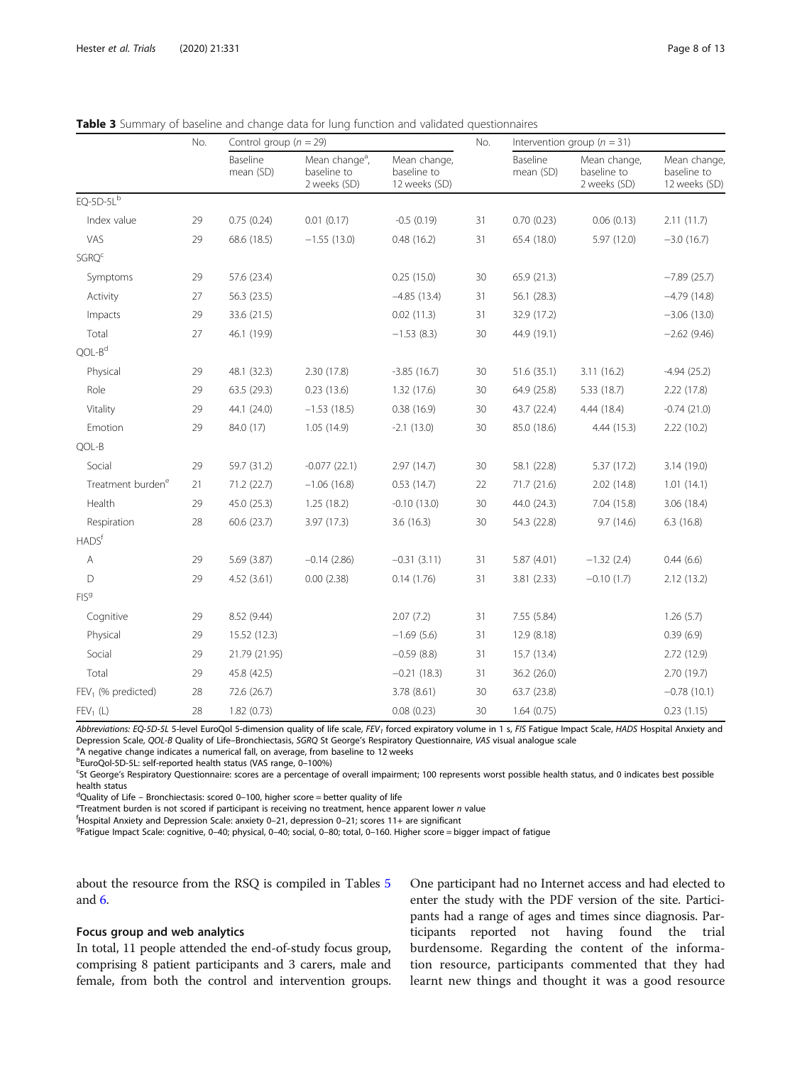**Table 3** Summary of baseline and change data for lung function and validated questionnaires

| | No. | Control group ($n$ = 29) | | | No. | Intervention group ($n$ = 31) | | |
|---|---|---|---|---|---|---|---|---|
| | | Baseline mean (SD) | Mean change[a], baseline to 2 weeks (SD) | Mean change, baseline to 12 weeks (SD) | | Baseline mean (SD) | Mean change, baseline to 2 weeks (SD) | Mean change, baseline to 12 weeks (SD) |
| EQ-5D-5L[b] | | | | | | | | |
| Index value | 29 | 0.75 (0.24) | 0.01 (0.17) | -0.5 (0.19) | 31 | 0.70 (0.23) | 0.06 (0.13) | 2.11 (11.7) |
| VAS | 29 | 68.6 (18.5) | −1.55 (13.0) | 0.48 (16.2) | 31 | 65.4 (18.0) | 5.97 (12.0) | −3.0 (16.7) |
| SGRQ[c] | | | | | | | | |
| Symptoms | 29 | 57.6 (23.4) | | 0.25 (15.0) | 30 | 65.9 (21.3) | | −7.89 (25.7) |
| Activity | 27 | 56.3 (23.5) | | −4.85 (13.4) | 31 | 56.1 (28.3) | | −4.79 (14.8) |
| Impacts | 29 | 33.6 (21.5) | | 0.02 (11.3) | 31 | 32.9 (17.2) | | −3.06 (13.0) |
| Total | 27 | 46.1 (19.9) | | −1.53 (8.3) | 30 | 44.9 (19.1) | | −2.62 (9.46) |
| QOL-B[d] | | | | | | | | |
| Physical | 29 | 48.1 (32.3) | 2.30 (17.8) | -3.85 (16.7) | 30 | 51.6 (35.1) | 3.11 (16.2) | -4.94 (25.2) |
| Role | 29 | 63.5 (29.3) | 0.23 (13.6) | 1.32 (17.6) | 30 | 64.9 (25.8) | 5.33 (18.7) | 2.22 (17.8) |
| Vitality | 29 | 44.1 (24.0) | −1.53 (18.5) | 0.38 (16.9) | 30 | 43.7 (22.4) | 4.44 (18.4) | -0.74 (21.0) |
| Emotion | 29 | 84.0 (17) | 1.05 (14.9) | -2.1 (13.0) | 30 | 85.0 (18.6) | 4.44 (15.3) | 2.22 (10.2) |
| QOL-B | | | | | | | | |
| Social | 29 | 59.7 (31.2) | -0.077 (22.1) | 2.97 (14.7) | 30 | 58.1 (22.8) | 5.37 (17.2) | 3.14 (19.0) |
| Treatment burden[e] | 21 | 71.2 (22.7) | −1.06 (16.8) | 0.53 (14.7) | 22 | 71.7 (21.6) | 2.02 (14.8) | 1.01 (14.1) |
| Health | 29 | 45.0 (25.3) | 1.25 (18.2) | -0.10 (13.0) | 30 | 44.0 (24.3) | 7.04 (15.8) | 3.06 (18.4) |
| Respiration | 28 | 60.6 (23.7) | 3.97 (17.3) | 3.6 (16.3) | 30 | 54.3 (22.8) | 9.7 (14.6) | 6.3 (16.8) |
| HADS[f] | | | | | | | | |
| A | 29 | 5.69 (3.87) | −0.14 (2.86) | −0.31 (3.11) | 31 | 5.87 (4.01) | −1.32 (2.4) | 0.44 (6.6) |
| D | 29 | 4.52 (3.61) | 0.00 (2.38) | 0.14 (1.76) | 31 | 3.81 (2.33) | −0.10 (1.7) | 2.12 (13.2) |
| FIS[g] | | | | | | | | |
| Cognitive | 29 | 8.52 (9.44) | | 2.07 (7.2) | 31 | 7.55 (5.84) | | 1.26 (5.7) |
| Physical | 29 | 15.52 (12.3) | | −1.69 (5.6) | 31 | 12.9 (8.18) | | 0.39 (6.9) |
| Social | 29 | 21.79 (21.95) | | −0.59 (8.8) | 31 | 15.7 (13.4) | | 2.72 (12.9) |
| Total | 29 | 45.8 (42.5) | | −0.21 (18.3) | 31 | 36.2 (26.0) | | 2.70 (19.7) |
| $FEV_1$ (% predicted) | 28 | 72.6 (26.7) | | 3.78 (8.61) | 30 | 63.7 (23.8) | | −0.78 (10.1) |
| $FEV_1$ (L) | 28 | 1.82 (0.73) | | 0.08 (0.23) | 30 | 1.64 (0.75) | | 0.23 (1.15) |

*Abbreviations: EQ-5D-5L* 5-level EuroQol 5-dimension quality of life scale, *$FEV_1$* forced expiratory volume in 1 s, *FIS* Fatigue Impact Scale, *HADS* Hospital Anxiety and Depression Scale, *QOL-B* Quality of Life–Bronchiectasis, *SGRQ* St George's Respiratory Questionnaire, *VAS* visual analogue scale

[a]A negative change indicates a numerical fall, on average, from baseline to 12 weeks

[b]EuroQol-5D-5L: self-reported health status (VAS range, 0–100%)

[c]St George's Respiratory Questionnaire: scores are a percentage of overall impairment; 100 represents worst possible health status, and 0 indicates best possible health status

[d]Quality of Life – Bronchiectasis: scored 0–100, higher score = better quality of life

[e]Treatment burden is not scored if participant is receiving no treatment, hence apparent lower $n$ value

[f]Hospital Anxiety and Depression Scale: anxiety 0–21, depression 0–21; scores 11+ are significant

[g]Fatigue Impact Scale: cognitive, 0–40; physical, 0–40; social, 0–80; total, 0–160. Higher score = bigger impact of fatigue

about the resource from the RSQ is compiled in Tables 5 and 6.

### Focus group and web analytics

In total, 11 people attended the end-of-study focus group, comprising 8 patient participants and 3 carers, male and female, from both the control and intervention groups. One participant had no Internet access and had elected to enter the study with the PDF version of the site. Participants had a range of ages and times since diagnosis. Participants reported not having found the trial burdensome. Regarding the content of the information resource, participants commented that they had learnt new things and thought it was a good resource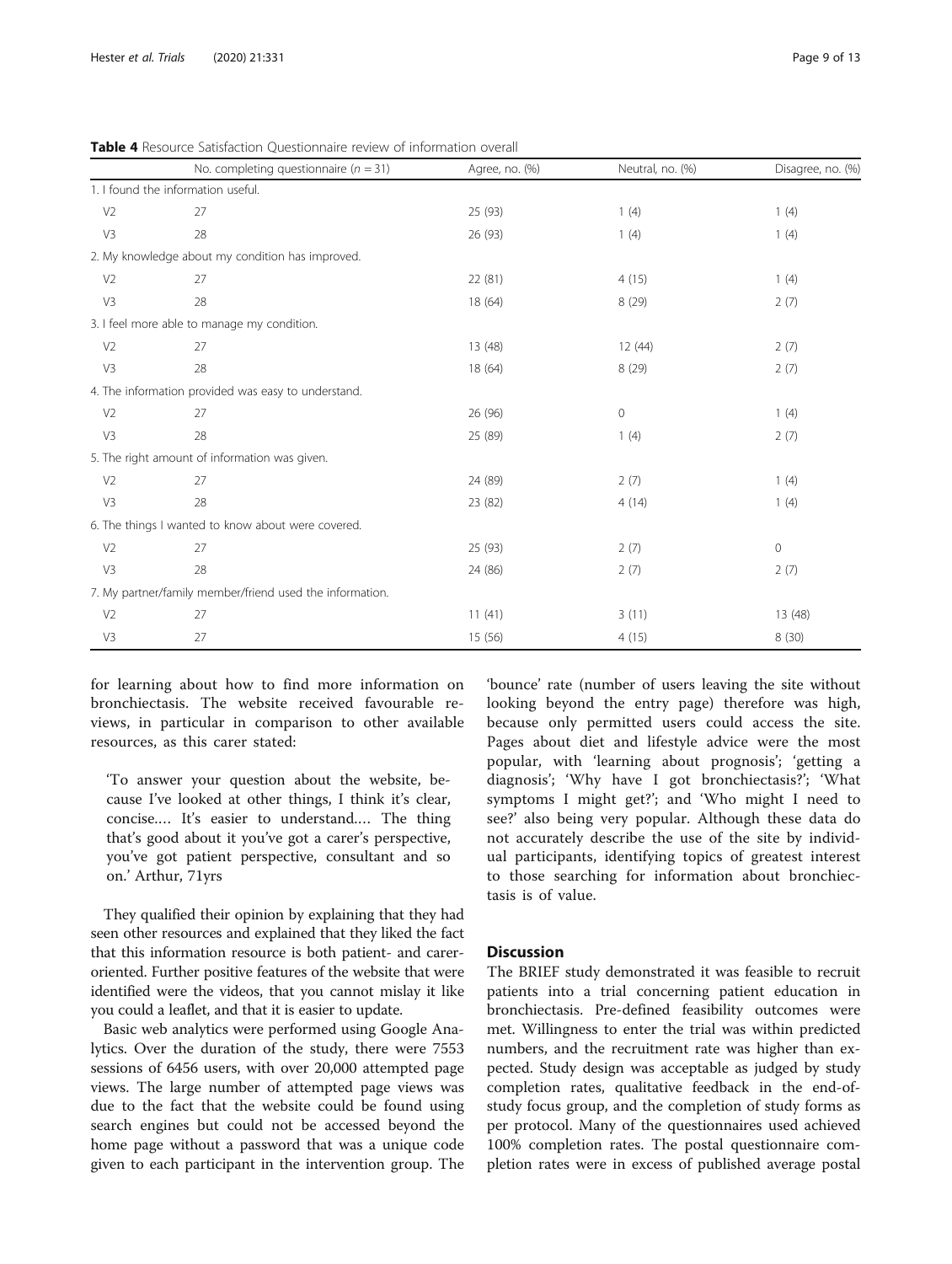**Table 4** Resource Satisfaction Questionnaire review of information overall

| | No. completing questionnaire ($n$ = 31) | Agree, no. (%) | Neutral, no. (%) | Disagree, no. (%) |
|---|---|---|---|---|
| 1. I found the information useful. | | | | |
| V2 | 27 | 25 (93) | 1 (4) | 1 (4) |
| V3 | 28 | 26 (93) | 1 (4) | 1 (4) |
| 2. My knowledge about my condition has improved. | | | | |
| V2 | 27 | 22 (81) | 4 (15) | 1 (4) |
| V3 | 28 | 18 (64) | 8 (29) | 2 (7) |
| 3. I feel more able to manage my condition. | | | | |
| V2 | 27 | 13 (48) | 12 (44) | 2 (7) |
| V3 | 28 | 18 (64) | 8 (29) | 2 (7) |
| 4. The information provided was easy to understand. | | | | |
| V2 | 27 | 26 (96) | 0 | 1 (4) |
| V3 | 28 | 25 (89) | 1 (4) | 2 (7) |
| 5. The right amount of information was given. | | | | |
| V2 | 27 | 24 (89) | 2 (7) | 1 (4) |
| V3 | 28 | 23 (82) | 4 (14) | 1 (4) |
| 6. The things I wanted to know about were covered. | | | | |
| V2 | 27 | 25 (93) | 2 (7) | 0 |
| V3 | 28 | 24 (86) | 2 (7) | 2 (7) |
| 7. My partner/family member/friend used the information. | | | | |
| V2 | 27 | 11 (41) | 3 (11) | 13 (48) |
| V3 | 27 | 15 (56) | 4 (15) | 8 (30) |

for learning about how to find more information on bronchiectasis. The website received favourable reviews, in particular in comparison to other available resources, as this carer stated:

> 'To answer your question about the website, because I've looked at other things, I think it's clear, concise.… It's easier to understand.… The thing that's good about it you've got a carer's perspective, you've got patient perspective, consultant and so on.' Arthur, 71yrs

They qualified their opinion by explaining that they had seen other resources and explained that they liked the fact that this information resource is both patient- and carer-oriented. Further positive features of the website that were identified were the videos, that you cannot mislay it like you could a leaflet, and that it is easier to update.

Basic web analytics were performed using Google Analytics. Over the duration of the study, there were 7553 sessions of 6456 users, with over 20,000 attempted page views. The large number of attempted page views was due to the fact that the website could be found using search engines but could not be accessed beyond the home page without a password that was a unique code given to each participant in the intervention group. The 'bounce' rate (number of users leaving the site without looking beyond the entry page) therefore was high, because only permitted users could access the site. Pages about diet and lifestyle advice were the most popular, with 'learning about prognosis'; 'getting a diagnosis'; 'Why have I got bronchiectasis?'; 'What symptoms I might get?'; and 'Who might I need to see?' also being very popular. Although these data do not accurately describe the use of the site by individual participants, identifying topics of greatest interest to those searching for information about bronchiectasis is of value.

## Discussion

The BRIEF study demonstrated it was feasible to recruit patients into a trial concerning patient education in bronchiectasis. Pre-defined feasibility outcomes were met. Willingness to enter the trial was within predicted numbers, and the recruitment rate was higher than expected. Study design was acceptable as judged by study completion rates, qualitative feedback in the end-of-study focus group, and the completion of study forms as per protocol. Many of the questionnaires used achieved 100% completion rates. The postal questionnaire completion rates were in excess of published average postal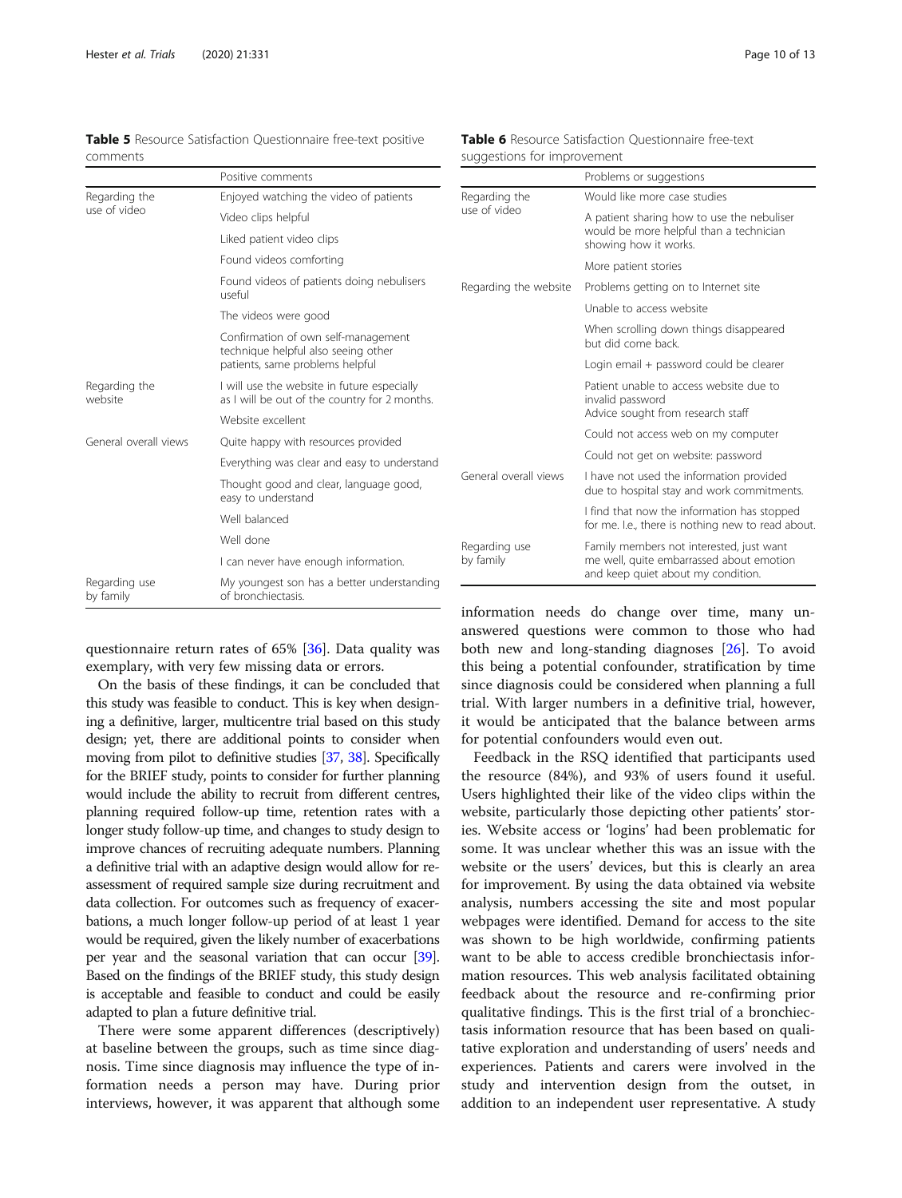**Table 5** Resource Satisfaction Questionnaire free-text positive comments

| | Positive comments |
|---|---|
| Regarding the use of video | Enjoyed watching the video of patients |
| | Video clips helpful |
| | Liked patient video clips |
| | Found videos comforting |
| | Found videos of patients doing nebulisers useful |
| | The videos were good |
| | Confirmation of own self-management technique helpful also seeing other patients, same problems helpful |
| Regarding the website | I will use the website in future especially as I will be out of the country for 2 months. |
| | Website excellent |
| General overall views | Quite happy with resources provided |
| | Everything was clear and easy to understand |
| | Thought good and clear, language good, easy to understand |
| | Well balanced |
| | Well done |
| | I can never have enough information. |
| Regarding use by family | My youngest son has a better understanding of bronchiectasis. |

**Table 6** Resource Satisfaction Questionnaire free-text suggestions for improvement

| | Problems or suggestions |
|---|---|
| Regarding the use of video | Would like more case studies |
| | A patient sharing how to use the nebuliser would be more helpful than a technician showing how it works. |
| | More patient stories |
| Regarding the website | Problems getting on to Internet site |
| | Unable to access website |
| | When scrolling down things disappeared but did come back. |
| | Login email + password could be clearer |
| | Patient unable to access website due to invalid password Advice sought from research staff |
| | Could not access web on my computer |
| | Could not get on website: password |
| General overall views | I have not used the information provided due to hospital stay and work commitments. |
| | I find that now the information has stopped for me. I.e., there is nothing new to read about. |
| Regarding use by family | Family members not interested, just want me well, quite embarrassed about emotion and keep quiet about my condition. |

questionnaire return rates of 65% [36]. Data quality was exemplary, with very few missing data or errors.

On the basis of these findings, it can be concluded that this study was feasible to conduct. This is key when designing a definitive, larger, multicentre trial based on this study design; yet, there are additional points to consider when moving from pilot to definitive studies [37, 38]. Specifically for the BRIEF study, points to consider for further planning would include the ability to recruit from different centres, planning required follow-up time, retention rates with a longer study follow-up time, and changes to study design to improve chances of recruiting adequate numbers. Planning a definitive trial with an adaptive design would allow for re-assessment of required sample size during recruitment and data collection. For outcomes such as frequency of exacerbations, a much longer follow-up period of at least 1 year would be required, given the likely number of exacerbations per year and the seasonal variation that can occur [39]. Based on the findings of the BRIEF study, this study design is acceptable and feasible to conduct and could be easily adapted to plan a future definitive trial.

There were some apparent differences (descriptively) at baseline between the groups, such as time since diagnosis. Time since diagnosis may influence the type of information needs a person may have. During prior interviews, however, it was apparent that although some information needs do change over time, many unanswered questions were common to those who had both new and long-standing diagnoses [26]. To avoid this being a potential confounder, stratification by time since diagnosis could be considered when planning a full trial. With larger numbers in a definitive trial, however, it would be anticipated that the balance between arms for potential confounders would even out.

Feedback in the RSQ identified that participants used the resource (84%), and 93% of users found it useful. Users highlighted their like of the video clips within the website, particularly those depicting other patients' stories. Website access or 'logins' had been problematic for some. It was unclear whether this was an issue with the website or the users' devices, but this is clearly an area for improvement. By using the data obtained via website analysis, numbers accessing the site and most popular webpages were identified. Demand for access to the site was shown to be high worldwide, confirming patients want to be able to access credible bronchiectasis information resources. This web analysis facilitated obtaining feedback about the resource and re-confirming prior qualitative findings. This is the first trial of a bronchiectasis information resource that has been based on qualitative exploration and understanding of users' needs and experiences. Patients and carers were involved in the study and intervention design from the outset, in addition to an independent user representative. A study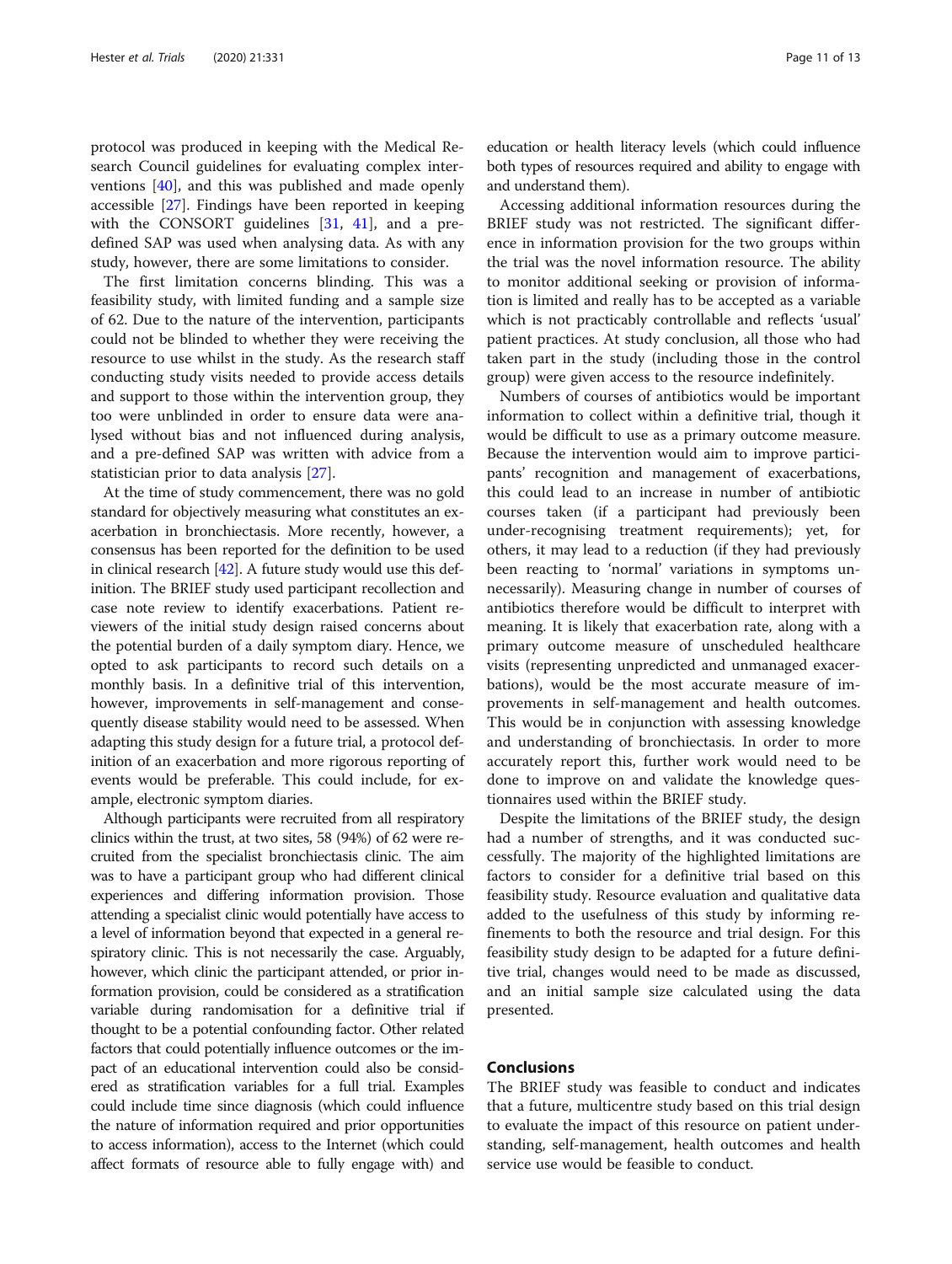protocol was produced in keeping with the Medical Research Council guidelines for evaluating complex interventions [40], and this was published and made openly accessible [27]. Findings have been reported in keeping with the CONSORT guidelines [31, 41], and a predefined SAP was used when analysing data. As with any study, however, there are some limitations to consider.

The first limitation concerns blinding. This was a feasibility study, with limited funding and a sample size of 62. Due to the nature of the intervention, participants could not be blinded to whether they were receiving the resource to use whilst in the study. As the research staff conducting study visits needed to provide access details and support to those within the intervention group, they too were unblinded in order to ensure data were analysed without bias and not influenced during analysis, and a pre-defined SAP was written with advice from a statistician prior to data analysis [27].

At the time of study commencement, there was no gold standard for objectively measuring what constitutes an exacerbation in bronchiectasis. More recently, however, a consensus has been reported for the definition to be used in clinical research [42]. A future study would use this definition. The BRIEF study used participant recollection and case note review to identify exacerbations. Patient reviewers of the initial study design raised concerns about the potential burden of a daily symptom diary. Hence, we opted to ask participants to record such details on a monthly basis. In a definitive trial of this intervention, however, improvements in self-management and consequently disease stability would need to be assessed. When adapting this study design for a future trial, a protocol definition of an exacerbation and more rigorous reporting of events would be preferable. This could include, for example, electronic symptom diaries.

Although participants were recruited from all respiratory clinics within the trust, at two sites, 58 (94%) of 62 were recruited from the specialist bronchiectasis clinic. The aim was to have a participant group who had different clinical experiences and differing information provision. Those attending a specialist clinic would potentially have access to a level of information beyond that expected in a general respiratory clinic. This is not necessarily the case. Arguably, however, which clinic the participant attended, or prior information provision, could be considered as a stratification variable during randomisation for a definitive trial if thought to be a potential confounding factor. Other related factors that could potentially influence outcomes or the impact of an educational intervention could also be considered as stratification variables for a full trial. Examples could include time since diagnosis (which could influence the nature of information required and prior opportunities to access information), access to the Internet (which could affect formats of resource able to fully engage with) and education or health literacy levels (which could influence both types of resources required and ability to engage with and understand them).

Accessing additional information resources during the BRIEF study was not restricted. The significant difference in information provision for the two groups within the trial was the novel information resource. The ability to monitor additional seeking or provision of information is limited and really has to be accepted as a variable which is not practicably controllable and reflects 'usual' patient practices. At study conclusion, all those who had taken part in the study (including those in the control group) were given access to the resource indefinitely.

Numbers of courses of antibiotics would be important information to collect within a definitive trial, though it would be difficult to use as a primary outcome measure. Because the intervention would aim to improve participants' recognition and management of exacerbations, this could lead to an increase in number of antibiotic courses taken (if a participant had previously been under-recognising treatment requirements); yet, for others, it may lead to a reduction (if they had previously been reacting to 'normal' variations in symptoms unnecessarily). Measuring change in number of courses of antibiotics therefore would be difficult to interpret with meaning. It is likely that exacerbation rate, along with a primary outcome measure of unscheduled healthcare visits (representing unpredicted and unmanaged exacerbations), would be the most accurate measure of improvements in self-management and health outcomes. This would be in conjunction with assessing knowledge and understanding of bronchiectasis. In order to more accurately report this, further work would need to be done to improve on and validate the knowledge questionnaires used within the BRIEF study.

Despite the limitations of the BRIEF study, the design had a number of strengths, and it was conducted successfully. The majority of the highlighted limitations are factors to consider for a definitive trial based on this feasibility study. Resource evaluation and qualitative data added to the usefulness of this study by informing refinements to both the resource and trial design. For this feasibility study design to be adapted for a future definitive trial, changes would need to be made as discussed, and an initial sample size calculated using the data presented.

## Conclusions

The BRIEF study was feasible to conduct and indicates that a future, multicentre study based on this trial design to evaluate the impact of this resource on patient understanding, self-management, health outcomes and health service use would be feasible to conduct.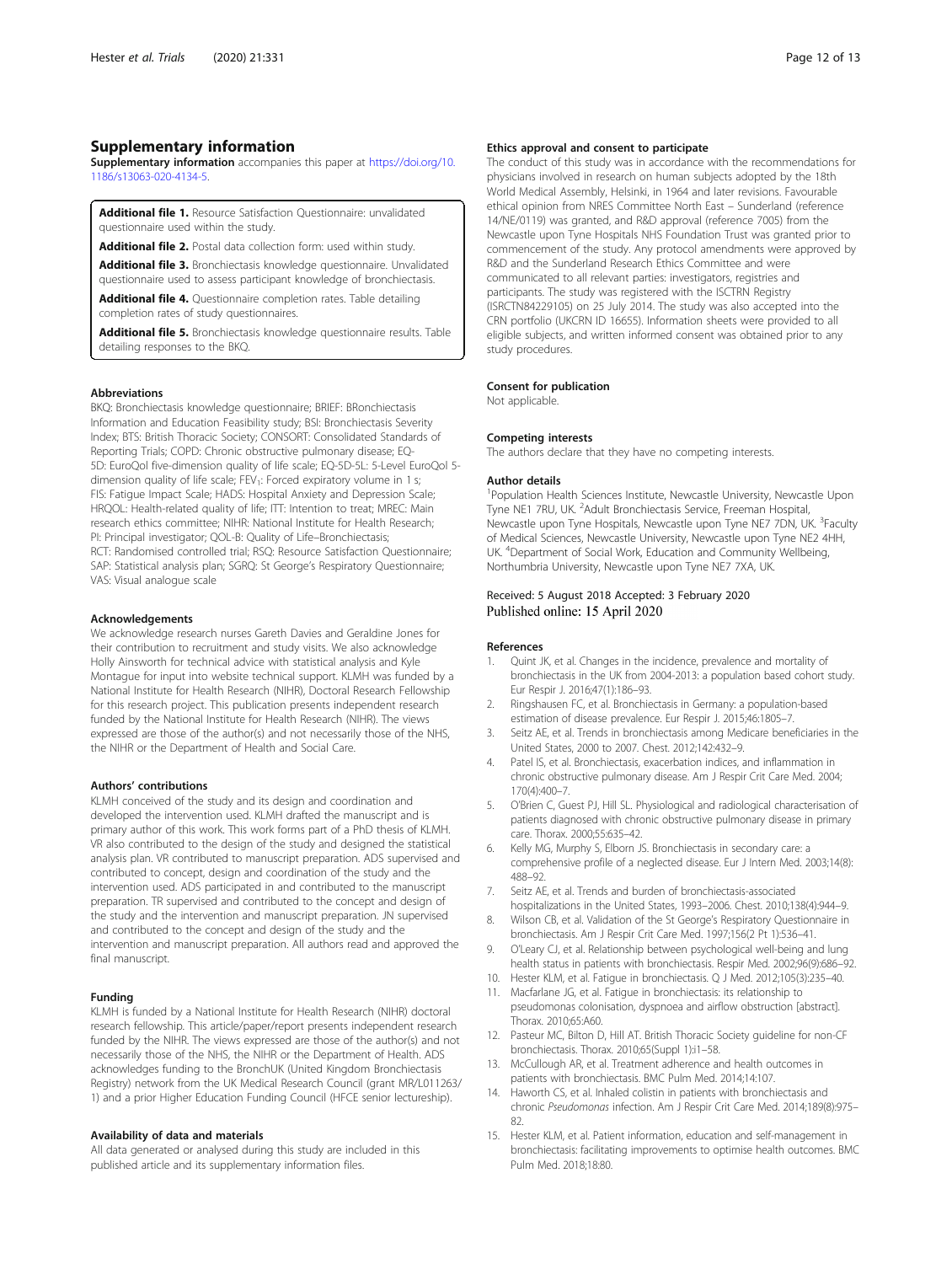## Supplementary information

**Supplementary information** accompanies this paper at https://doi.org/10.1186/s13063-020-4134-5.

**Additional file 1.** Resource Satisfaction Questionnaire: unvalidated questionnaire used within the study.

**Additional file 2.** Postal data collection form: used within study.

**Additional file 3.** Bronchiectasis knowledge questionnaire. Unvalidated questionnaire used to assess participant knowledge of bronchiectasis.

**Additional file 4.** Questionnaire completion rates. Table detailing completion rates of study questionnaires.

**Additional file 5.** Bronchiectasis knowledge questionnaire results. Table detailing responses to the BKQ.

#### Abbreviations

BKQ: Bronchiectasis knowledge questionnaire; BRIEF: BRonchiectasis Information and Education Feasibility study; BSI: Bronchiectasis Severity Index; BTS: British Thoracic Society; CONSORT: Consolidated Standards of Reporting Trials; COPD: Chronic obstructive pulmonary disease; EQ-5D: EuroQol five-dimension quality of life scale; EQ-5D-5L: 5-Level EuroQol 5-dimension quality of life scale; $FEV_1$: Forced expiratory volume in 1 s; FIS: Fatigue Impact Scale; HADS: Hospital Anxiety and Depression Scale; HRQOL: Health-related quality of life; ITT: Intention to treat; MREC: Main research ethics committee; NIHR: National Institute for Health Research; PI: Principal investigator; QOL-B: Quality of Life–Bronchiectasis; RCT: Randomised controlled trial; RSQ: Resource Satisfaction Questionnaire; SAP: Statistical analysis plan; SGRQ: St George's Respiratory Questionnaire; VAS: Visual analogue scale

#### Acknowledgements

We acknowledge research nurses Gareth Davies and Geraldine Jones for their contribution to recruitment and study visits. We also acknowledge Holly Ainsworth for technical advice with statistical analysis and Kyle Montague for input into website technical support. KLMH was funded by a National Institute for Health Research (NIHR), Doctoral Research Fellowship for this research project. This publication presents independent research funded by the National Institute for Health Research (NIHR). The views expressed are those of the author(s) and not necessarily those of the NHS, the NIHR or the Department of Health and Social Care.

#### Authors' contributions

KLMH conceived of the study and its design and coordination and developed the intervention used. KLMH drafted the manuscript and is primary author of this work. This work forms part of a PhD thesis of KLMH. VR also contributed to the design of the study and designed the statistical analysis plan. VR contributed to manuscript preparation. ADS supervised and contributed to concept, design and coordination of the study and the intervention used. ADS participated in and contributed to the manuscript preparation. TR supervised and contributed to the concept and design of the study and the intervention and manuscript preparation. JN supervised and contributed to the concept and design of the study and the intervention and manuscript preparation. All authors read and approved the final manuscript.

#### Funding

KLMH is funded by a National Institute for Health Research (NIHR) doctoral research fellowship. This article/paper/report presents independent research funded by the NIHR. The views expressed are those of the author(s) and not necessarily those of the NHS, the NIHR or the Department of Health. ADS acknowledges funding to the BronchUK (United Kingdom Bronchiectasis Registry) network from the UK Medical Research Council (grant MR/L011263/1) and a prior Higher Education Funding Council (HFCE senior lectureship).

#### Availability of data and materials

All data generated or analysed during this study are included in this published article and its supplementary information files.

#### Ethics approval and consent to participate

The conduct of this study was in accordance with the recommendations for physicians involved in research on human subjects adopted by the 18th World Medical Assembly, Helsinki, in 1964 and later revisions. Favourable ethical opinion from NRES Committee North East – Sunderland (reference 14/NE/0119) was granted, and R&D approval (reference 7005) from the Newcastle upon Tyne Hospitals NHS Foundation Trust was granted prior to commencement of the study. Any protocol amendments were approved by R&D and the Sunderland Research Ethics Committee and were communicated to all relevant parties: investigators, registries and participants. The study was registered with the ISCTRN Registry (ISRCTN84229105) on 25 July 2014. The study was also accepted into the CRN portfolio (UKCRN ID 16655). Information sheets were provided to all eligible subjects, and written informed consent was obtained prior to any study procedures.

#### Consent for publication

Not applicable.

#### Competing interests

The authors declare that they have no competing interests.

#### Author details

[1]Population Health Sciences Institute, Newcastle University, Newcastle Upon Tyne NE1 7RU, UK. [2]Adult Bronchiectasis Service, Freeman Hospital, Newcastle upon Tyne Hospitals, Newcastle upon Tyne NE7 7DN, UK. [3]Faculty of Medical Sciences, Newcastle University, Newcastle upon Tyne NE2 4HH, UK. [4]Department of Social Work, Education and Community Wellbeing, Northumbria University, Newcastle upon Tyne NE7 7XA, UK.

Received: 5 August 2018 Accepted: 3 February 2020
Published online: 15 April 2020

#### References

1. Quint JK, et al. Changes in the incidence, prevalence and mortality of bronchiectasis in the UK from 2004-2013: a population based cohort study. Eur Respir J. 2016;47(1):186–93.
2. Ringshausen FC, et al. Bronchiectasis in Germany: a population-based estimation of disease prevalence. Eur Respir J. 2015;46:1805–7.
3. Seitz AE, et al. Trends in bronchiectasis among Medicare beneficiaries in the United States, 2000 to 2007. Chest. 2012;142:432–9.
4. Patel IS, et al. Bronchiectasis, exacerbation indices, and inflammation in chronic obstructive pulmonary disease. Am J Respir Crit Care Med. 2004; 170(4):400–7.
5. O'Brien C, Guest PJ, Hill SL. Physiological and radiological characterisation of patients diagnosed with chronic obstructive pulmonary disease in primary care. Thorax. 2000;55:635–42.
6. Kelly MG, Murphy S, Elborn JS. Bronchiectasis in secondary care: a comprehensive profile of a neglected disease. Eur J Intern Med. 2003;14(8): 488–92.
7. Seitz AE, et al. Trends and burden of bronchiectasis-associated hospitalizations in the United States, 1993–2006. Chest. 2010;138(4):944–9.
8. Wilson CB, et al. Validation of the St George's Respiratory Questionnaire in bronchiectasis. Am J Respir Crit Care Med. 1997;156(2 Pt 1):536–41.
9. O'Leary CJ, et al. Relationship between psychological well-being and lung health status in patients with bronchiectasis. Respir Med. 2002;96(9):686–92.
10. Hester KLM, et al. Fatigue in bronchiectasis. Q J Med. 2012;105(3):235–40.
11. Macfarlane JG, et al. Fatigue in bronchiectasis: its relationship to pseudomonas colonisation, dyspnoea and airflow obstruction [abstract]. Thorax. 2010;65:A60.
12. Pasteur MC, Bilton D, Hill AT. British Thoracic Society guideline for non-CF bronchiectasis. Thorax. 2010;65(Suppl 1):i1–58.
13. McCullough AR, et al. Treatment adherence and health outcomes in patients with bronchiectasis. BMC Pulm Med. 2014;14:107.
14. Haworth CS, et al. Inhaled colistin in patients with bronchiectasis and chronic *Pseudomonas* infection. Am J Respir Crit Care Med. 2014;189(8):975–82.
15. Hester KLM, et al. Patient information, education and self-management in bronchiectasis: facilitating improvements to optimise health outcomes. BMC Pulm Med. 2018;18:80.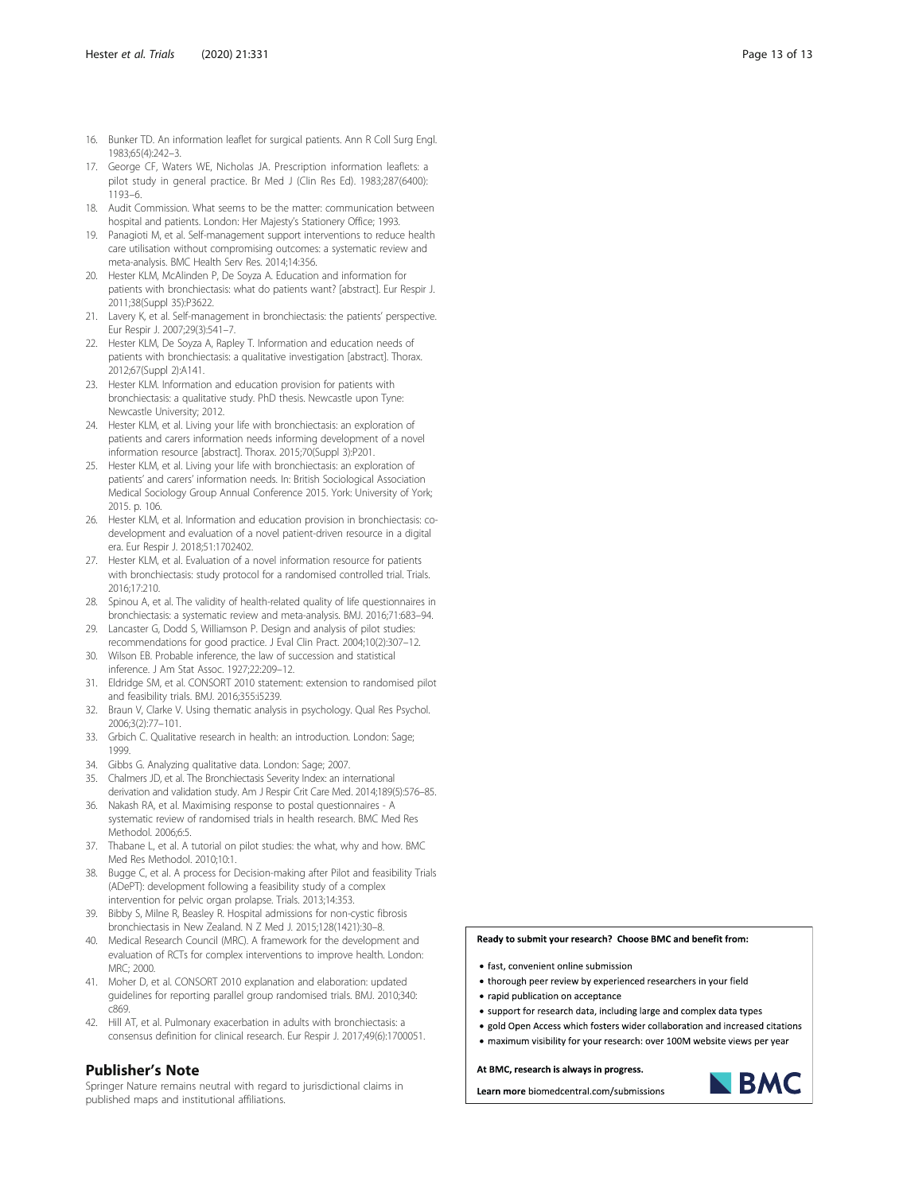16. Bunker TD. An information leaflet for surgical patients. Ann R Coll Surg Engl. 1983;65(4):242–3.
17. George CF, Waters WE, Nicholas JA. Prescription information leaflets: a pilot study in general practice. Br Med J (Clin Res Ed). 1983;287(6400): 1193–6.
18. Audit Commission. What seems to be the matter: communication between hospital and patients. London: Her Majesty's Stationery Office; 1993.
19. Panagioti M, et al. Self-management support interventions to reduce health care utilisation without compromising outcomes: a systematic review and meta-analysis. BMC Health Serv Res. 2014;14:356.
20. Hester KLM, McAlinden P, De Soyza A. Education and information for patients with bronchiectasis: what do patients want? [abstract]. Eur Respir J. 2011;38(Suppl 35):P3622.
21. Lavery K, et al. Self-management in bronchiectasis: the patients' perspective. Eur Respir J. 2007;29(3):541–7.
22. Hester KLM, De Soyza A, Rapley T. Information and education needs of patients with bronchiectasis: a qualitative investigation [abstract]. Thorax. 2012;67(Suppl 2):A141.
23. Hester KLM. Information and education provision for patients with bronchiectasis: a qualitative study. PhD thesis. Newcastle upon Tyne: Newcastle University; 2012.
24. Hester KLM, et al. Living your life with bronchiectasis: an exploration of patients and carers information needs informing development of a novel information resource [abstract]. Thorax. 2015;70(Suppl 3):P201.
25. Hester KLM, et al. Living your life with bronchiectasis: an exploration of patients' and carers' information needs. In: British Sociological Association Medical Sociology Group Annual Conference 2015. York: University of York; 2015. p. 106.
26. Hester KLM, et al. Information and education provision in bronchiectasis: co-development and evaluation of a novel patient-driven resource in a digital era. Eur Respir J. 2018;51:1702402.
27. Hester KLM, et al. Evaluation of a novel information resource for patients with bronchiectasis: study protocol for a randomised controlled trial. Trials. 2016;17:210.
28. Spinou A, et al. The validity of health-related quality of life questionnaires in bronchiectasis: a systematic review and meta-analysis. BMJ. 2016;71:683–94.
29. Lancaster G, Dodd S, Williamson P. Design and analysis of pilot studies: recommendations for good practice. J Eval Clin Pract. 2004;10(2):307–12.
30. Wilson EB. Probable inference, the law of succession and statistical inference. J Am Stat Assoc. 1927;22:209–12.
31. Eldridge SM, et al. CONSORT 2010 statement: extension to randomised pilot and feasibility trials. BMJ. 2016;355:i5239.
32. Braun V, Clarke V. Using thematic analysis in psychology. Qual Res Psychol. 2006;3(2):77–101.
33. Grbich C. Qualitative research in health: an introduction. London: Sage; 1999.
34. Gibbs G. Analyzing qualitative data. London: Sage; 2007.
35. Chalmers JD, et al. The Bronchiectasis Severity Index: an international derivation and validation study. Am J Respir Crit Care Med. 2014;189(5):576–85.
36. Nakash RA, et al. Maximising response to postal questionnaires - A systematic review of randomised trials in health research. BMC Med Res Methodol. 2006;6:5.
37. Thabane L, et al. A tutorial on pilot studies: the what, why and how. BMC Med Res Methodol. 2010;10:1.
38. Bugge C, et al. A process for Decision-making after Pilot and feasibility Trials (ADePT): development following a feasibility study of a complex intervention for pelvic organ prolapse. Trials. 2013;14:353.
39. Bibby S, Milne R, Beasley R. Hospital admissions for non-cystic fibrosis bronchiectasis in New Zealand. N Z Med J. 2015;128(1421):30–8.
40. Medical Research Council (MRC). A framework for the development and evaluation of RCTs for complex interventions to improve health. London: MRC; 2000.
41. Moher D, et al. CONSORT 2010 explanation and elaboration: updated guidelines for reporting parallel group randomised trials. BMJ. 2010;340: c869.
42. Hill AT, et al. Pulmonary exacerbation in adults with bronchiectasis: a consensus definition for clinical research. Eur Respir J. 2017;49(6):1700051.

## Publisher's Note

Springer Nature remains neutral with regard to jurisdictional claims in published maps and institutional affiliations.

**Ready to submit your research? Choose BMC and benefit from:**

- fast, convenient online submission
- thorough peer review by experienced researchers in your field
- rapid publication on acceptance
- support for research data, including large and complex data types
- gold Open Access which fosters wider collaboration and increased citations
- maximum visibility for your research: over 100M website views per year

**At BMC, research is always in progress.**

**Learn more** biomedcentral.com/submissions

BMC